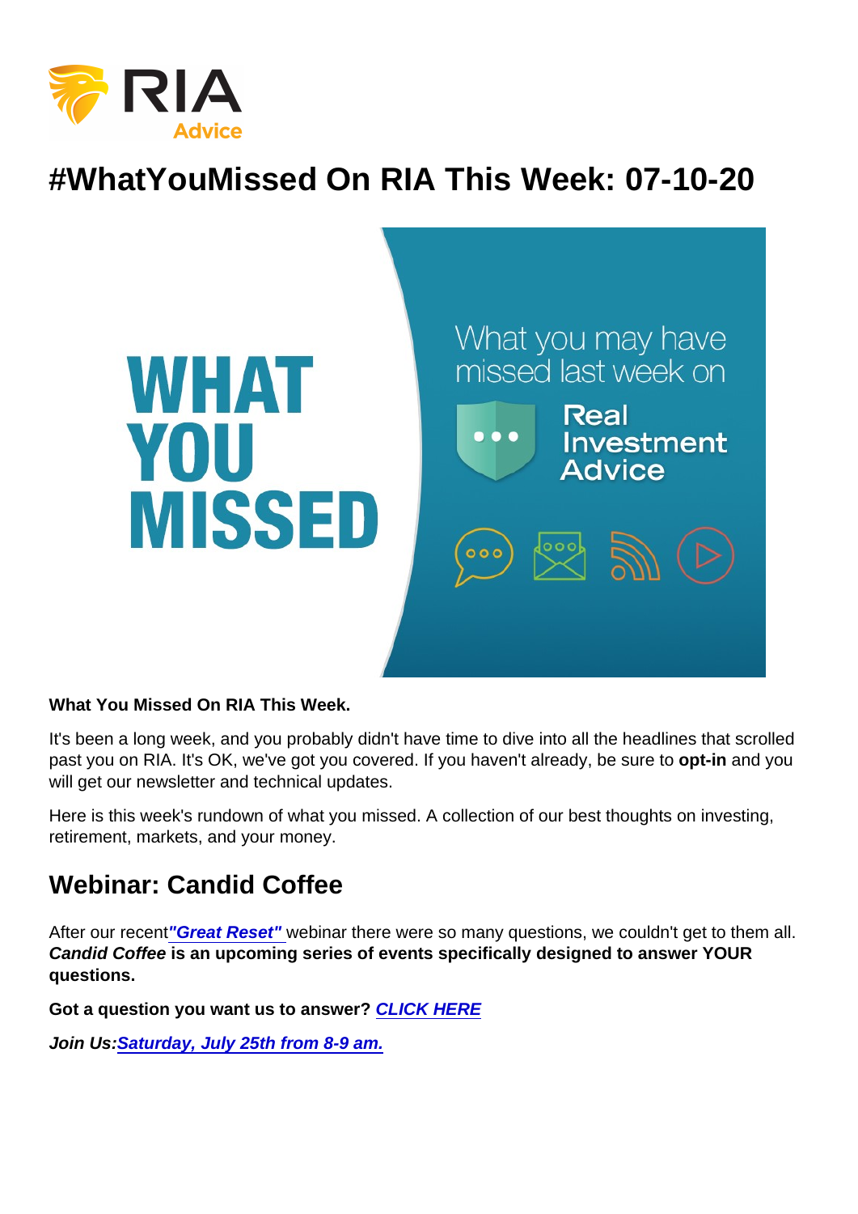# #WhatYouMissed On RIA This Week: 07-10-20

**What You Missed On RIA This Week.**

It's been a long week, and you probably didn't have time to dive into all the headlines that scrolled past you on RIA. It's OK, we've got you covered. If you haven't already, be sure to **opt-in** and you will get our newsletter and technical updates.

Here is this week's rundown of what you missed. A collection of our best thoughts on investing, retirement, markets, and your money.

## Webinar: Candid Coffee

After our recent ***"Great Reset"*** webinar there were so many questions, we couldn't get to them all. ***Candid Coffee*** **is an upcoming series of events specifically designed to answer YOUR questions.**

**Got a question you want us to answer?** ***CLICK HERE***

***Join Us:*** ***Saturday, July 25th from 8-9 am.***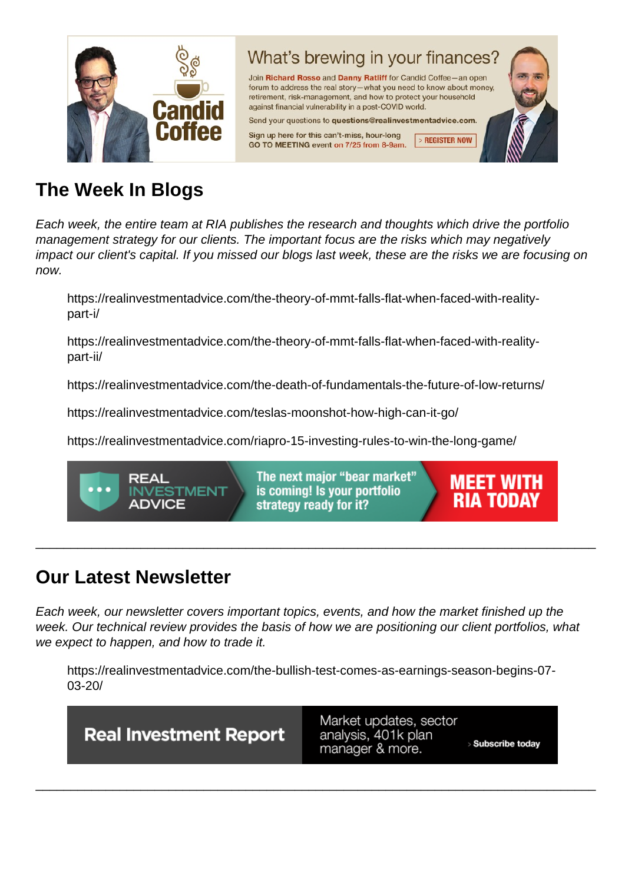## The Week In Blogs

*Each week, the entire team at RIA publishes the research and thoughts which drive the portfolio management strategy for our clients. The important focus are the risks which may negatively impact our client's capital. If you missed our blogs last week, these are the risks we are focusing on now.*

https://realinvestmentadvice.com/the-theory-of-mmt-falls-flat-when-faced-with-reality-part-i/

https://realinvestmentadvice.com/the-theory-of-mmt-falls-flat-when-faced-with-reality-part-ii/

https://realinvestmentadvice.com/the-death-of-fundamentals-the-future-of-low-returns/

https://realinvestmentadvice.com/teslas-moonshot-how-high-can-it-go/

https://realinvestmentadvice.com/riapro-15-investing-rules-to-win-the-long-game/

---

## Our Latest Newsletter

*Each week, our newsletter covers important topics, events, and how the market finished up the week. Our technical review provides the basis of how we are positioning our client portfolios, what we expect to happen, and how to trade it.*

https://realinvestmentadvice.com/the-bullish-test-comes-as-earnings-season-begins-07-03-20/

---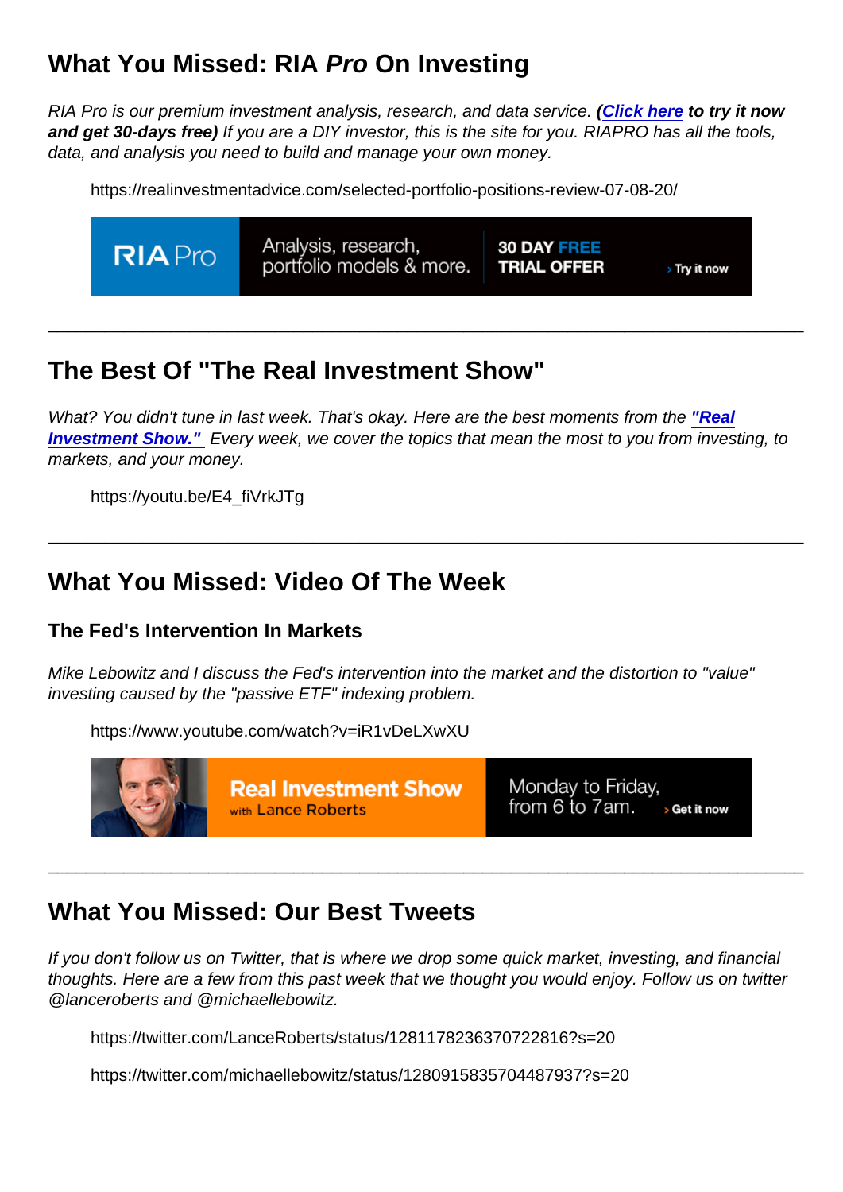## What You Missed: RIA *Pro* On Investing

*RIA Pro is our premium investment analysis, research, and data service.* ***([Click here](#) to try it now and get 30-days free)*** *If you are a DIY investor, this is the site for you. RIAPRO has all the tools, data, and analysis you need to build and manage your own money.*

https://realinvestmentadvice.com/selected-portfolio-positions-review-07-08-20/

RIA Pro | Analysis, research, portfolio models & more. | 30 DAY FREE TRIAL OFFER | › Try it now

---

## The Best Of "The Real Investment Show"

*What? You didn't tune in last week. That's okay. Here are the best moments from the* ***["Real Investment Show."](#)*** *Every week, we cover the topics that mean the most to you from investing, to markets, and your money.*

https://youtu.be/E4_fiVrkJTg

---

## What You Missed: Video Of The Week

### The Fed's Intervention In Markets

*Mike Lebowitz and I discuss the Fed's intervention into the market and the distortion to "value" investing caused by the "passive ETF" indexing problem.*

https://www.youtube.com/watch?v=iR1vDeLXwXU

Real Investment Show with Lance Roberts | Monday to Friday, from 6 to 7am. | › Get it now

---

## What You Missed: Our Best Tweets

*If you don't follow us on Twitter, that is where we drop some quick market, investing, and financial thoughts. Here are a few from this past week that we thought you would enjoy. Follow us on twitter @lanceroberts and @michaellebowitz.*

https://twitter.com/LanceRoberts/status/1281178236370722816?s=20

https://twitter.com/michaellebowitz/status/1280915835704487937?s=20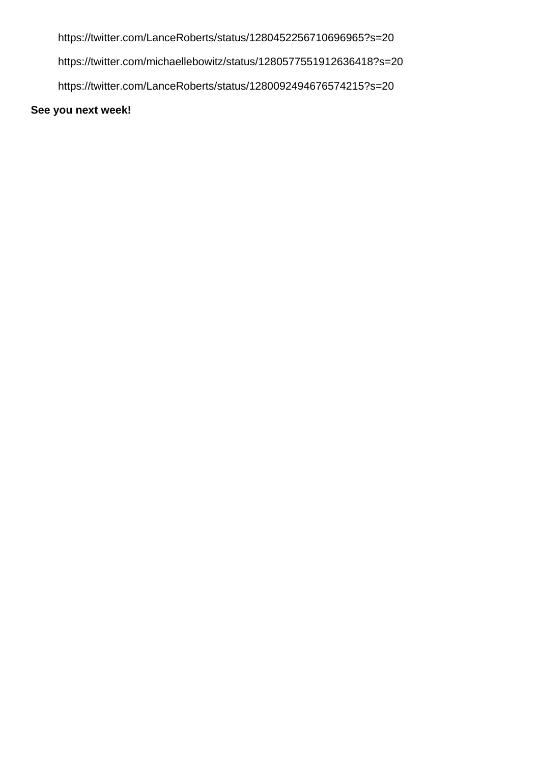https://twitter.com/LanceRoberts/status/1280452256710696965?s=20

https://twitter.com/michaellebowitz/status/1280577551912636418?s=20

https://twitter.com/LanceRoberts/status/1280092494676574215?s=20

**See you next week!**